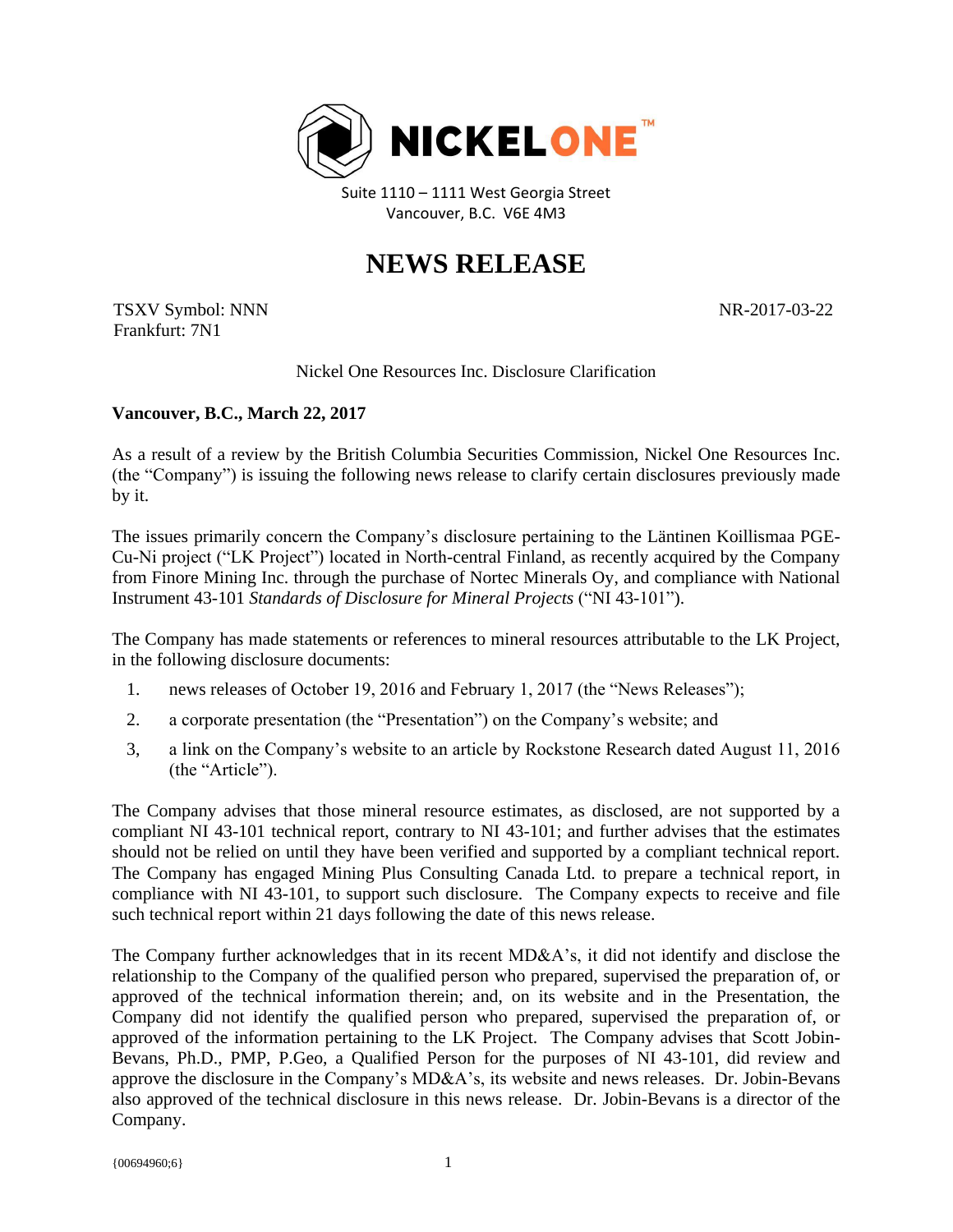NICKELONE™

Suite 1110 – 1111 West Georgia Street
Vancouver, B.C. V6E 4M3

# NEWS RELEASE

TSXV Symbol: NNN
Frankfurt: 7N1

NR-2017-03-22

Nickel One Resources Inc. Disclosure Clarification

**Vancouver, B.C., March 22, 2017**

As a result of a review by the British Columbia Securities Commission, Nickel One Resources Inc. (the "Company") is issuing the following news release to clarify certain disclosures previously made by it.

The issues primarily concern the Company's disclosure pertaining to the Läntinen Koillismaa PGE-Cu-Ni project ("LK Project") located in North-central Finland, as recently acquired by the Company from Finore Mining Inc. through the purchase of Nortec Minerals Oy, and compliance with National Instrument 43-101 *Standards of Disclosure for Mineral Projects* ("NI 43-101").

The Company has made statements or references to mineral resources attributable to the LK Project, in the following disclosure documents:

1. news releases of October 19, 2016 and February 1, 2017 (the "News Releases");
2. a corporate presentation (the "Presentation") on the Company's website; and
3. a link on the Company's website to an article by Rockstone Research dated August 11, 2016 (the "Article").

The Company advises that those mineral resource estimates, as disclosed, are not supported by a compliant NI 43-101 technical report, contrary to NI 43-101; and further advises that the estimates should not be relied on until they have been verified and supported by a compliant technical report. The Company has engaged Mining Plus Consulting Canada Ltd. to prepare a technical report, in compliance with NI 43-101, to support such disclosure. The Company expects to receive and file such technical report within 21 days following the date of this news release.

The Company further acknowledges that in its recent MD&A's, it did not identify and disclose the relationship to the Company of the qualified person who prepared, supervised the preparation of, or approved of the technical information therein; and, on its website and in the Presentation, the Company did not identify the qualified person who prepared, supervised the preparation of, or approved of the information pertaining to the LK Project. The Company advises that Scott Jobin-Bevans, Ph.D., PMP, P.Geo, a Qualified Person for the purposes of NI 43-101, did review and approve the disclosure in the Company's MD&A's, its website and news releases. Dr. Jobin-Bevans also approved of the technical disclosure in this news release. Dr. Jobin-Bevans is a director of the Company.

{00694960;6}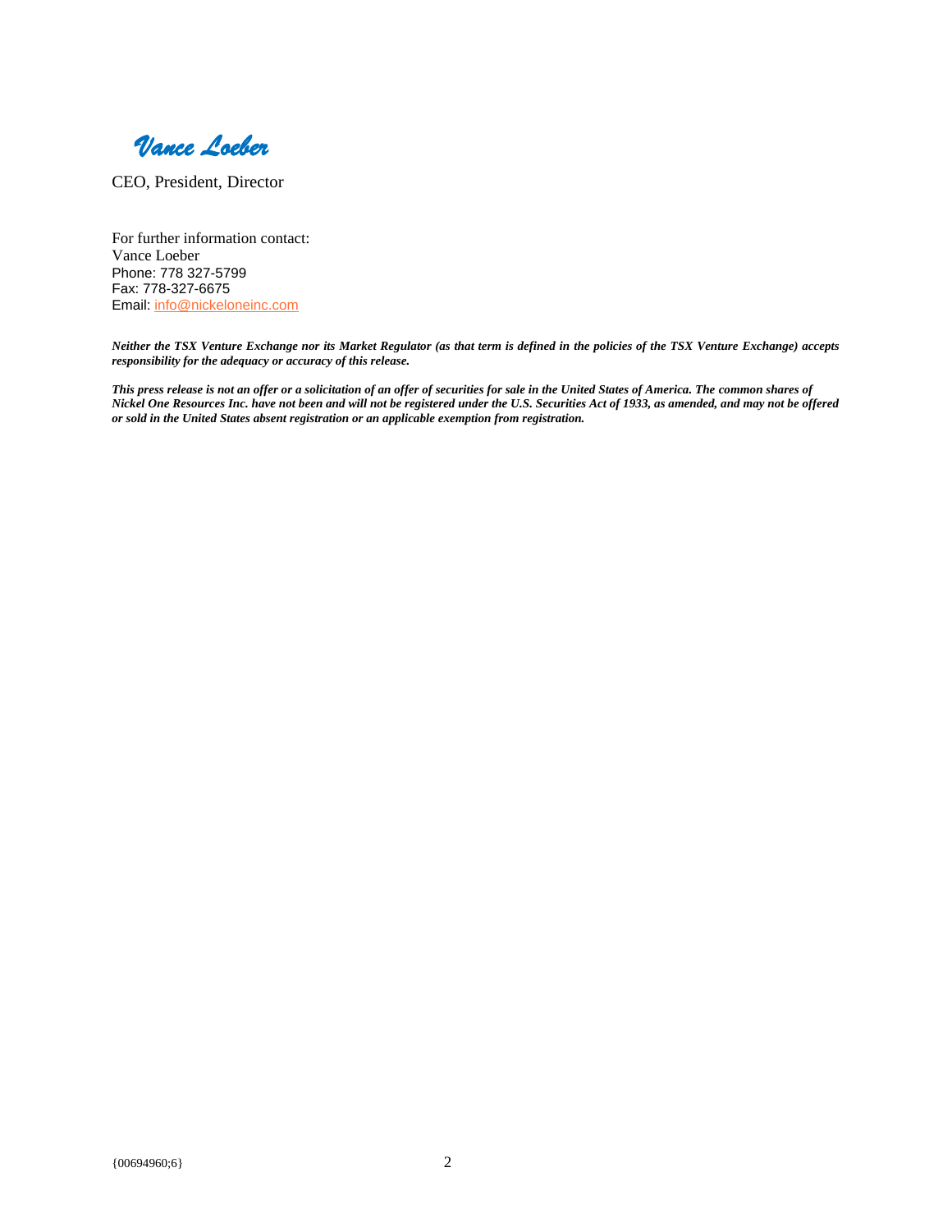*Vance Loeber*

CEO, President, Director

For further information contact:
Vance Loeber
Phone: 778 327-5799
Fax: 778-327-6675
Email: info@nickeloneinc.com

***Neither the TSX Venture Exchange nor its Market Regulator (as that term is defined in the policies of the TSX Venture Exchange) accepts responsibility for the adequacy or accuracy of this release.***

***This press release is not an offer or a solicitation of an offer of securities for sale in the United States of America. The common shares of Nickel One Resources Inc. have not been and will not be registered under the U.S. Securities Act of 1933, as amended, and may not be offered or sold in the United States absent registration or an applicable exemption from registration.***

{00694960;6}